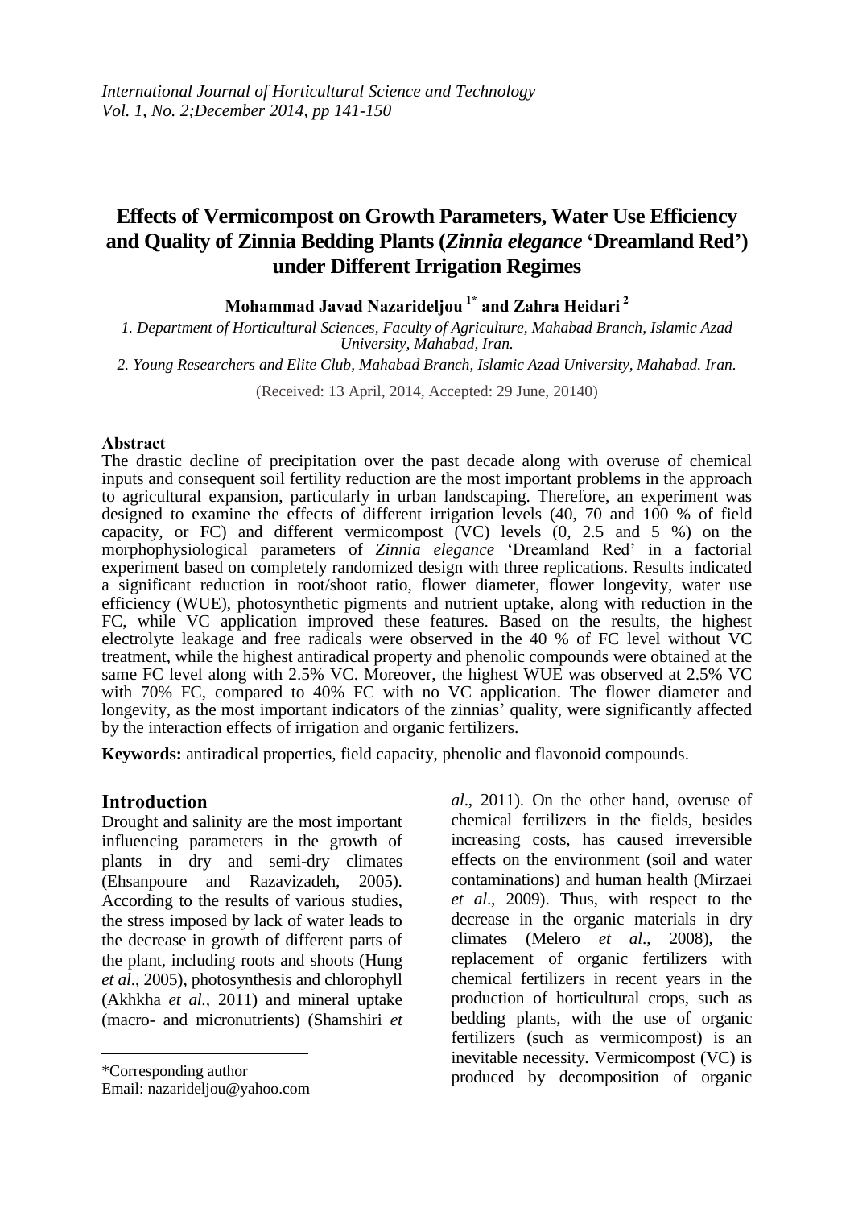# Effects of Vermicompost on Growth Parameters, Water Use Efficiency and Quality of Zinnia Bedding Plants (*Zinnia elegance* 'Dreamland Red') under Different Irrigation Regimes

**Mohammad Javad Nazarideljou [1*] and Zahra Heidari [2]**

*1. Department of Horticultural Sciences, Faculty of Agriculture, Mahabad Branch, Islamic Azad University, Mahabad, Iran.*

*2. Young Researchers and Elite Club, Mahabad Branch, Islamic Azad University, Mahabad. Iran.*

(Received: 13 April, 2014, Accepted: 29 June, 20140)

### Abstract

The drastic decline of precipitation over the past decade along with overuse of chemical inputs and consequent soil fertility reduction are the most important problems in the approach to agricultural expansion, particularly in urban landscaping. Therefore, an experiment was designed to examine the effects of different irrigation levels (40, 70 and 100 % of field capacity, or FC) and different vermicompost (VC) levels (0, 2.5 and 5 %) on the morphophysiological parameters of *Zinnia elegance* 'Dreamland Red' in a factorial experiment based on completely randomized design with three replications. Results indicated a significant reduction in root/shoot ratio, flower diameter, flower longevity, water use efficiency (WUE), photosynthetic pigments and nutrient uptake, along with reduction in the FC, while VC application improved these features. Based on the results, the highest electrolyte leakage and free radicals were observed in the 40 % of FC level without VC treatment, while the highest antiradical property and phenolic compounds were obtained at the same FC level along with 2.5% VC. Moreover, the highest WUE was observed at 2.5% VC with 70% FC, compared to 40% FC with no VC application. The flower diameter and longevity, as the most important indicators of the zinnias' quality, were significantly affected by the interaction effects of irrigation and organic fertilizers.

**Keywords:** antiradical properties, field capacity, phenolic and flavonoid compounds.

## Introduction

Drought and salinity are the most important influencing parameters in the growth of plants in dry and semi-dry climates (Ehsanpoure and Razavizadeh, 2005). According to the results of various studies, the stress imposed by lack of water leads to the decrease in growth of different parts of the plant, including roots and shoots (Hung *et al*., 2005), photosynthesis and chlorophyll (Akhkha *et al.*, 2011) and mineral uptake (macro- and micronutrients) (Shamshiri *et al*., 2011). On the other hand, overuse of chemical fertilizers in the fields, besides increasing costs, has caused irreversible effects on the environment (soil and water contaminations) and human health (Mirzaei *et al*., 2009). Thus, with respect to the decrease in the organic materials in dry climates (Melero *et al*., 2008), the replacement of organic fertilizers with chemical fertilizers in recent years in the production of horticultural crops, such as bedding plants, with the use of organic fertilizers (such as vermicompost) is an inevitable necessity. Vermicompost (VC) is produced by decomposition of organic

*Corresponding author
Email: nazarideljou@yahoo.com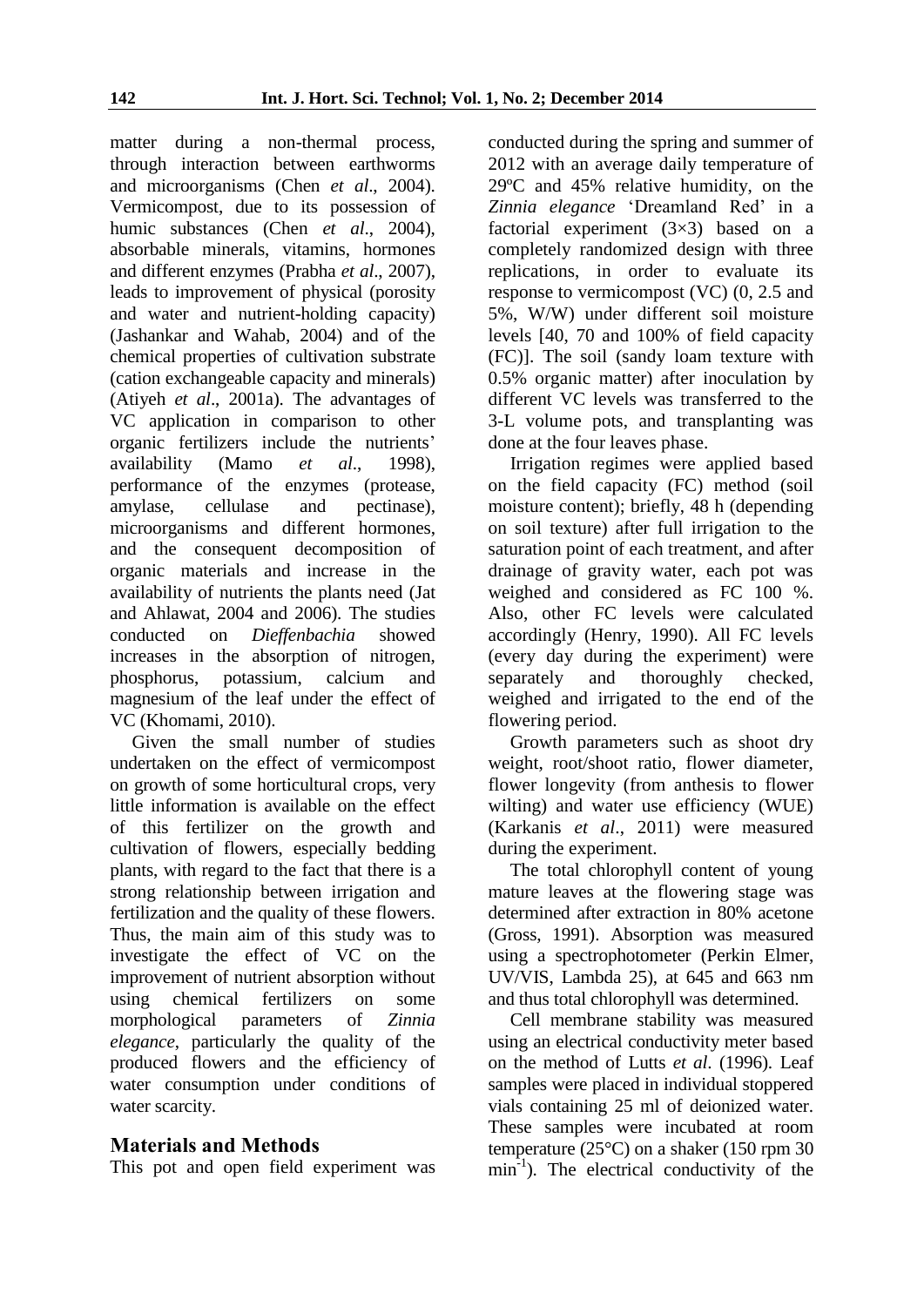matter during a non-thermal process, through interaction between earthworms and microorganisms (Chen *et al*., 2004). Vermicompost, due to its possession of humic substances (Chen *et al*., 2004), absorbable minerals, vitamins, hormones and different enzymes (Prabha *et al*., 2007), leads to improvement of physical (porosity and water and nutrient-holding capacity) (Jashankar and Wahab, 2004) and of the chemical properties of cultivation substrate (cation exchangeable capacity and minerals) (Atiyeh *et al*., 2001a). The advantages of VC application in comparison to other organic fertilizers include the nutrients' availability (Mamo *et al*., 1998), performance of the enzymes (protease, amylase, cellulase and pectinase), microorganisms and different hormones, and the consequent decomposition of organic materials and increase in the availability of nutrients the plants need (Jat and Ahlawat, 2004 and 2006). The studies conducted on *Dieffenbachia* showed increases in the absorption of nitrogen, phosphorus, potassium, calcium and magnesium of the leaf under the effect of VC (Khomami, 2010).

Given the small number of studies undertaken on the effect of vermicompost on growth of some horticultural crops, very little information is available on the effect of this fertilizer on the growth and cultivation of flowers, especially bedding plants, with regard to the fact that there is a strong relationship between irrigation and fertilization and the quality of these flowers. Thus, the main aim of this study was to investigate the effect of VC on the improvement of nutrient absorption without using chemical fertilizers on some morphological parameters of *Zinnia elegance*, particularly the quality of the produced flowers and the efficiency of water consumption under conditions of water scarcity.

## Materials and Methods

This pot and open field experiment was conducted during the spring and summer of 2012 with an average daily temperature of 29ºC and 45% relative humidity, on the *Zinnia elegance* 'Dreamland Red' in a factorial experiment (3×3) based on a completely randomized design with three replications, in order to evaluate its response to vermicompost (VC) (0, 2.5 and 5%, W/W) under different soil moisture levels [40, 70 and 100% of field capacity (FC)]. The soil (sandy loam texture with 0.5% organic matter) after inoculation by different VC levels was transferred to the 3-L volume pots, and transplanting was done at the four leaves phase.

Irrigation regimes were applied based on the field capacity (FC) method (soil moisture content); briefly, 48 h (depending on soil texture) after full irrigation to the saturation point of each treatment, and after drainage of gravity water, each pot was weighed and considered as FC 100 %. Also, other FC levels were calculated accordingly (Henry, 1990). All FC levels (every day during the experiment) were separately and thoroughly checked, weighed and irrigated to the end of the flowering period.

Growth parameters such as shoot dry weight, root/shoot ratio, flower diameter, flower longevity (from anthesis to flower wilting) and water use efficiency (WUE) (Karkanis *et al*., 2011) were measured during the experiment.

The total chlorophyll content of young mature leaves at the flowering stage was determined after extraction in 80% acetone (Gross, 1991). Absorption was measured using a spectrophotometer (Perkin Elmer, UV/VIS, Lambda 25), at 645 and 663 nm and thus total chlorophyll was determined.

Cell membrane stability was measured using an electrical conductivity meter based on the method of Lutts *et al*. (1996). Leaf samples were placed in individual stoppered vials containing 25 ml of deionized water. These samples were incubated at room temperature (25°C) on a shaker (150 rpm 30 $min^{-1}$). The electrical conductivity of the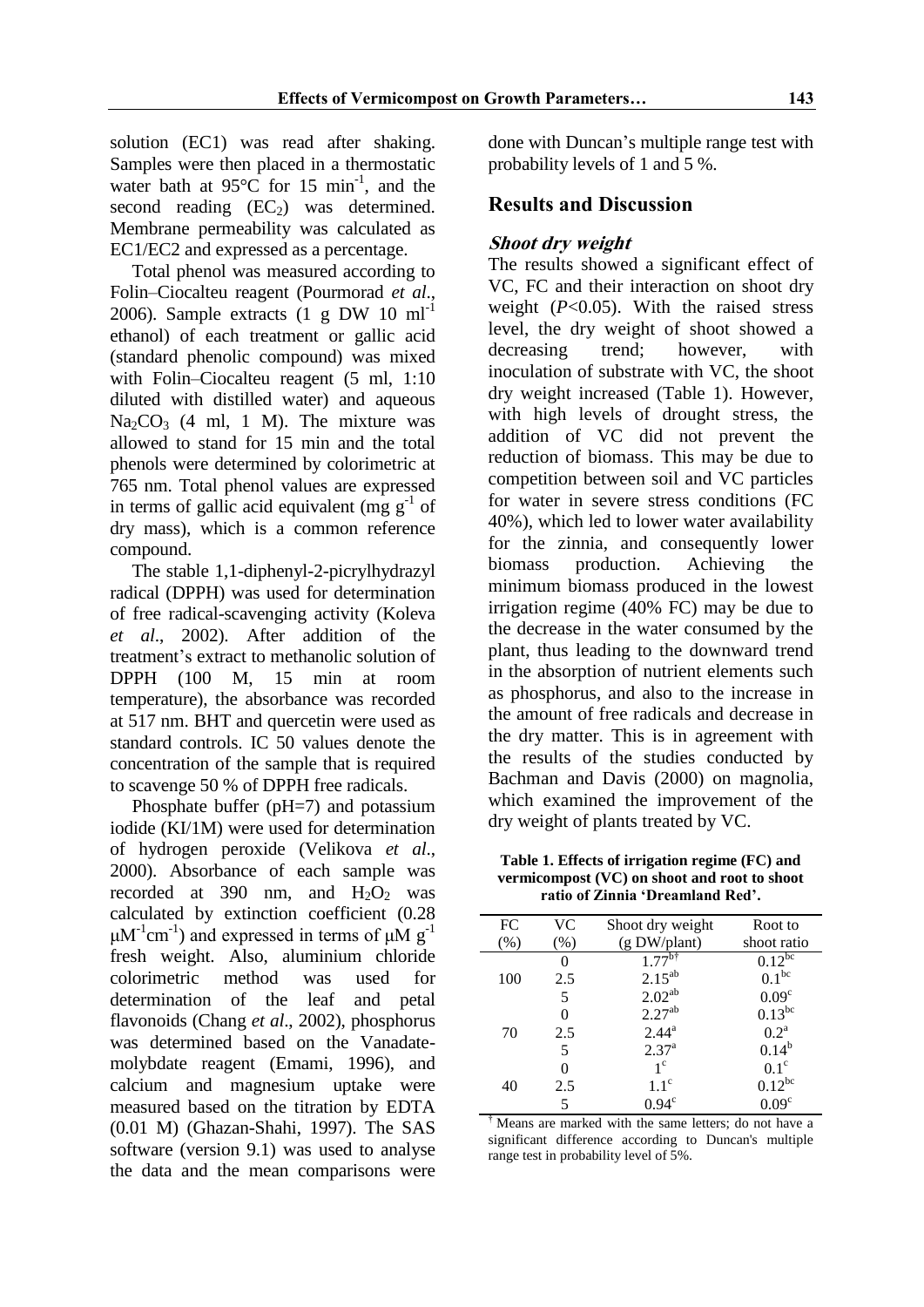solution (EC1) was read after shaking. Samples were then placed in a thermostatic water bath at 95°C for 15 $min^{-1}$, and the second reading ($EC_2$) was determined. Membrane permeability was calculated as EC1/EC2 and expressed as a percentage.

Total phenol was measured according to Folin–Ciocalteu reagent (Pourmorad *et al*., 2006). Sample extracts (1 g DW 10 $ml^{-1}$ ethanol) of each treatment or gallic acid (standard phenolic compound) was mixed with Folin–Ciocalteu reagent (5 ml, 1:10 diluted with distilled water) and aqueous $Na_2CO_3$ (4 ml, 1 M). The mixture was allowed to stand for 15 min and the total phenols were determined by colorimetric at 765 nm. Total phenol values are expressed in terms of gallic acid equivalent (mg $g^{-1}$ of dry mass), which is a common reference compound.

The stable 1,1-diphenyl-2-picrylhydrazyl radical (DPPH) was used for determination of free radical-scavenging activity (Koleva *et al*., 2002). After addition of the treatment's extract to methanolic solution of DPPH (100 M, 15 min at room temperature), the absorbance was recorded at 517 nm. BHT and quercetin were used as standard controls. IC 50 values denote the concentration of the sample that is required to scavenge 50 % of DPPH free radicals.

Phosphate buffer (pH=7) and potassium iodide (KI/1M) were used for determination of hydrogen peroxide (Velikova *et al*., 2000). Absorbance of each sample was recorded at 390 nm, and $H_2O_2$ was calculated by extinction coefficient (0.28 $\mu M^{-1}cm^{-1}$) and expressed in terms of $\mu M$ $g^{-1}$ fresh weight. Also, aluminium chloride colorimetric method was used for determination of the leaf and petal flavonoids (Chang *et al*., 2002), phosphorus was determined based on the Vanadate-molybdate reagent (Emami, 1996), and calcium and magnesium uptake were measured based on the titration by EDTA (0.01 M) (Ghazan-Shahi, 1997). The SAS software (version 9.1) was used to analyse the data and the mean comparisons were done with Duncan's multiple range test with probability levels of 1 and 5 %.

## Results and Discussion

### *Shoot dry weight*

The results showed a significant effect of VC, FC and their interaction on shoot dry weight ($P$<0.05). With the raised stress level, the dry weight of shoot showed a decreasing trend; however, with inoculation of substrate with VC, the shoot dry weight increased (Table 1). However, with high levels of drought stress, the addition of VC did not prevent the reduction of biomass. This may be due to competition between soil and VC particles for water in severe stress conditions (FC 40%), which led to lower water availability for the zinnia, and consequently lower biomass production. Achieving the minimum biomass produced in the lowest irrigation regime (40% FC) may be due to the decrease in the water consumed by the plant, thus leading to the downward trend in the absorption of nutrient elements such as phosphorus, and also to the increase in the amount of free radicals and decrease in the dry matter. This is in agreement with the results of the studies conducted by Bachman and Davis (2000) on magnolia, which examined the improvement of the dry weight of plants treated by VC.

**Table 1. Effects of irrigation regime (FC) and vermicompost (VC) on shoot and root to shoot ratio of Zinnia 'Dreamland Red'.**

| FC (%) | VC (%) | Shoot dry weight (g DW/plant) | Root to shoot ratio |
|---|---|---|---|
| | 0 | $1.77^{b\dagger}$ | $0.12^{bc}$ |
| 100 | 2.5 | $2.15^{ab}$ | $0.1^{bc}$ |
| | 5 | $2.02^{ab}$ | $0.09^{c}$ |
| | 0 | $2.27^{ab}$ | $0.13^{bc}$ |
| 70 | 2.5 | $2.44^{a}$ | $0.2^{a}$ |
| | 5 | $2.37^{a}$ | $0.14^{b}$ |
| | 0 | $1^{c}$ | $0.1^{c}$ |
| 40 | 2.5 | $1.1^{c}$ | $0.12^{bc}$ |
| | 5 | $0.94^{c}$ | $0.09^{c}$ |

$^{\dagger}$ Means are marked with the same letters; do not have a significant difference according to Duncan's multiple range test in probability level of 5%.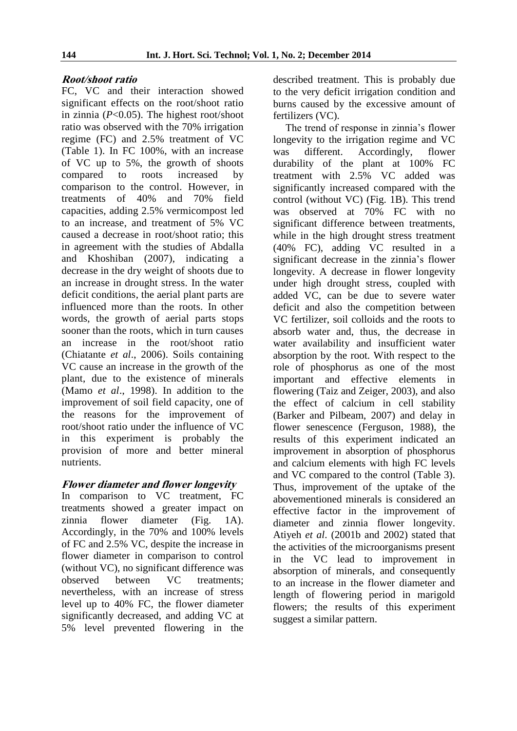### *Root/shoot ratio*

FC, VC and their interaction showed significant effects on the root/shoot ratio in zinnia ($P<0.05$). The highest root/shoot ratio was observed with the 70% irrigation regime (FC) and 2.5% treatment of VC (Table 1). In FC 100%, with an increase of VC up to 5%, the growth of shoots compared to roots increased by comparison to the control. However, in treatments of 40% and 70% field capacities, adding 2.5% vermicompost led to an increase, and treatment of 5% VC caused a decrease in root/shoot ratio; this in agreement with the studies of Abdalla and Khoshiban (2007), indicating a decrease in the dry weight of shoots due to an increase in drought stress. In the water deficit conditions, the aerial plant parts are influenced more than the roots. In other words, the growth of aerial parts stops sooner than the roots, which in turn causes an increase in the root/shoot ratio (Chiatante *et al*., 2006). Soils containing VC cause an increase in the growth of the plant, due to the existence of minerals (Mamo *et al*., 1998). In addition to the improvement of soil field capacity, one of the reasons for the improvement of root/shoot ratio under the influence of VC in this experiment is probably the provision of more and better mineral nutrients.

### *Flower diameter and flower longevity*

In comparison to VC treatment, FC treatments showed a greater impact on zinnia flower diameter (Fig. 1A). Accordingly, in the 70% and 100% levels of FC and 2.5% VC, despite the increase in flower diameter in comparison to control (without VC), no significant difference was observed between VC treatments; nevertheless, with an increase of stress level up to 40% FC, the flower diameter significantly decreased, and adding VC at 5% level prevented flowering in the described treatment. This is probably due to the very deficit irrigation condition and burns caused by the excessive amount of fertilizers (VC).

The trend of response in zinnia's flower longevity to the irrigation regime and VC was different. Accordingly, flower durability of the plant at 100% FC treatment with 2.5% VC added was significantly increased compared with the control (without VC) (Fig. 1B). This trend was observed at 70% FC with no significant difference between treatments, while in the high drought stress treatment (40% FC), adding VC resulted in a significant decrease in the zinnia's flower longevity. A decrease in flower longevity under high drought stress, coupled with added VC, can be due to severe water deficit and also the competition between VC fertilizer, soil colloids and the roots to absorb water and, thus, the decrease in water availability and insufficient water absorption by the root. With respect to the role of phosphorus as one of the most important and effective elements in flowering (Taiz and Zeiger, 2003), and also the effect of calcium in cell stability (Barker and Pilbeam, 2007) and delay in flower senescence (Ferguson, 1988), the results of this experiment indicated an improvement in absorption of phosphorus and calcium elements with high FC levels and VC compared to the control (Table 3). Thus, improvement of the uptake of the abovementioned minerals is considered an effective factor in the improvement of diameter and zinnia flower longevity. Atiyeh *et al*. (2001b and 2002) stated that the activities of the microorganisms present in the VC lead to improvement in absorption of minerals, and consequently to an increase in the flower diameter and length of flowering period in marigold flowers; the results of this experiment suggest a similar pattern.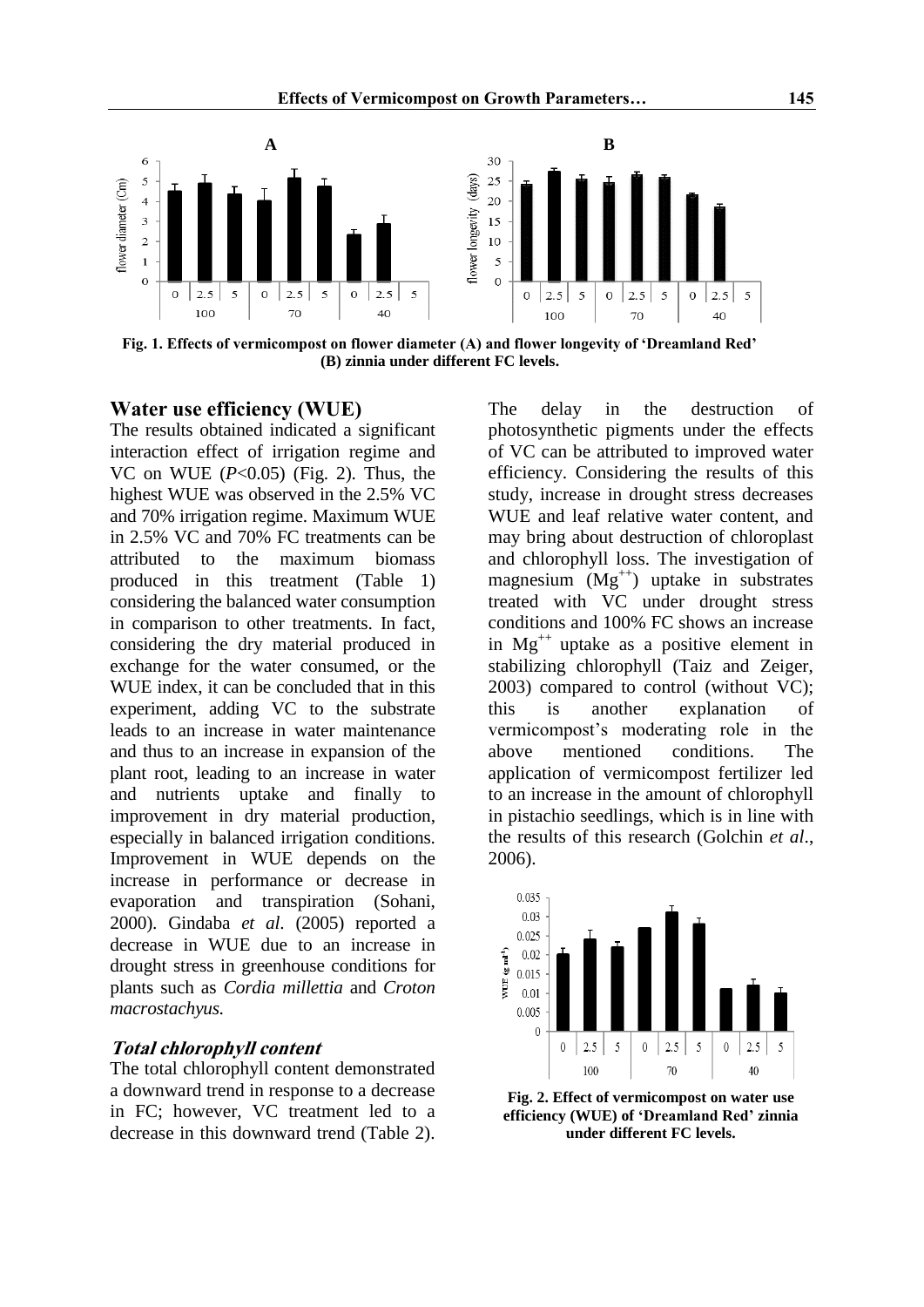Fig. 1. Effects of vermicompost on flower diameter (A) and flower longevity of 'Dreamland Red' (B) zinnia under different FC levels.

## Water use efficiency (WUE)

The results obtained indicated a significant interaction effect of irrigation regime and VC on WUE ($P$<0.05) (Fig. 2). Thus, the highest WUE was observed in the 2.5% VC and 70% irrigation regime. Maximum WUE in 2.5% VC and 70% FC treatments can be attributed to the maximum biomass produced in this treatment (Table 1) considering the balanced water consumption in comparison to other treatments. In fact, considering the dry material produced in exchange for the water consumed, or the WUE index, it can be concluded that in this experiment, adding VC to the substrate leads to an increase in water maintenance and thus to an increase in expansion of the plant root, leading to an increase in water and nutrients uptake and finally to improvement in dry material production, especially in balanced irrigation conditions. Improvement in WUE depends on the increase in performance or decrease in evaporation and transpiration (Sohani, 2000). Gindaba *et al*. (2005) reported a decrease in WUE due to an increase in drought stress in greenhouse conditions for plants such as *Cordia millettia* and *Croton macrostachyus.*

### *Total chlorophyll content*

The total chlorophyll content demonstrated a downward trend in response to a decrease in FC; however, VC treatment led to a decrease in this downward trend (Table 2). The delay in the destruction of photosynthetic pigments under the effects of VC can be attributed to improved water efficiency. Considering the results of this study, increase in drought stress decreases WUE and leaf relative water content, and may bring about destruction of chloroplast and chlorophyll loss. The investigation of magnesium ($Mg^{++}$) uptake in substrates treated with VC under drought stress conditions and 100% FC shows an increase in $Mg^{++}$ uptake as a positive element in stabilizing chlorophyll (Taiz and Zeiger, 2003) compared to control (without VC); this is another explanation of vermicompost's moderating role in the above mentioned conditions. The application of vermicompost fertilizer led to an increase in the amount of chlorophyll in pistachio seedlings, which is in line with the results of this research (Golchin *et al*., 2006).

Fig. 2. Effect of vermicompost on water use efficiency (WUE) of 'Dreamland Red' zinnia under different FC levels.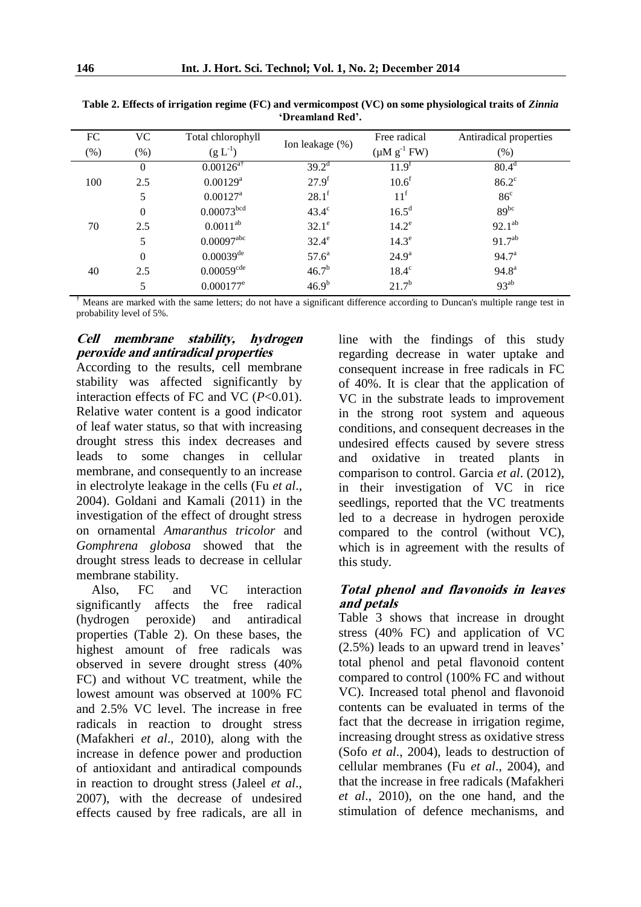**Table 2. Effects of irrigation regime (FC) and vermicompost (VC) on some physiological traits of *Zinnia* 'Dreamland Red'.**

| FC (%) | VC (%) | Total chlorophyll ($g\ L^{-1}$) | Ion leakage (%) | Free radical ($\mu M\ g^{-1}$ FW) | Antiradical properties (%) |
|---|---|---|---|---|---|
| 100 | 0 | 0.00126[a†] | 39.2[d] | 11.9[f] | 80.4[d] |
| | 2.5 | 0.00129[a] | 27.9[f] | 10.6[f] | 86.2[c] |
| | 5 | 0.00127[a] | 28.1[f] | 11[f] | 86[c] |
| 70 | 0 | 0.00073[bcd] | 43.4[c] | 16.5[d] | 89[bc] |
| | 2.5 | 0.0011[ab] | 32.1[e] | 14.2[e] | 92.1[ab] |
| | 5 | 0.00097[abc] | 32.4[e] | 14.3[e] | 91.7[ab] |
| 40 | 0 | 0.00039[de] | 57.6[a] | 24.9[a] | 94.7[a] |
| | 2.5 | 0.00059[cde] | 46.7[b] | 18.4[c] | 94.8[a] |
| | 5 | 0.000177[e] | 46.9[b] | 21.7[b] | 93[ab] |

† Means are marked with the same letters; do not have a significant difference according to Duncan's multiple range test in probability level of 5%.

### *Cell membrane stability, hydrogen peroxide and antiradical properties*

According to the results, cell membrane stability was affected significantly by interaction effects of FC and VC ($P<0.01$). Relative water content is a good indicator of leaf water status, so that with increasing drought stress this index decreases and leads to some changes in cellular membrane, and consequently to an increase in electrolyte leakage in the cells (Fu *et al*., 2004). Goldani and Kamali (2011) in the investigation of the effect of drought stress on ornamental *Amaranthus tricolor* and *Gomphrena globosa* showed that the drought stress leads to decrease in cellular membrane stability.

Also, FC and VC interaction significantly affects the free radical (hydrogen peroxide) and antiradical properties (Table 2). On these bases, the highest amount of free radicals was observed in severe drought stress (40% FC) and without VC treatment, while the lowest amount was observed at 100% FC and 2.5% VC level. The increase in free radicals in reaction to drought stress (Mafakheri *et al*., 2010), along with the increase in defence power and production of antioxidant and antiradical compounds in reaction to drought stress (Jaleel *et al*., 2007), with the decrease of undesired effects caused by free radicals, are all in line with the findings of this study regarding decrease in water uptake and consequent increase in free radicals in FC of 40%. It is clear that the application of VC in the substrate leads to improvement in the strong root system and aqueous conditions, and consequent decreases in the undesired effects caused by severe stress and oxidative in treated plants in comparison to control. Garcia *et al*. (2012), in their investigation of VC in rice seedlings, reported that the VC treatments led to a decrease in hydrogen peroxide compared to the control (without VC), which is in agreement with the results of this study.

### *Total phenol and flavonoids in leaves and petals*

Table 3 shows that increase in drought stress (40% FC) and application of VC (2.5%) leads to an upward trend in leaves' total phenol and petal flavonoid content compared to control (100% FC and without VC). Increased total phenol and flavonoid contents can be evaluated in terms of the fact that the decrease in irrigation regime, increasing drought stress as oxidative stress (Sofo *et al*., 2004), leads to destruction of cellular membranes (Fu *et al*., 2004), and that the increase in free radicals (Mafakheri *et al*., 2010), on the one hand, and the stimulation of defence mechanisms, and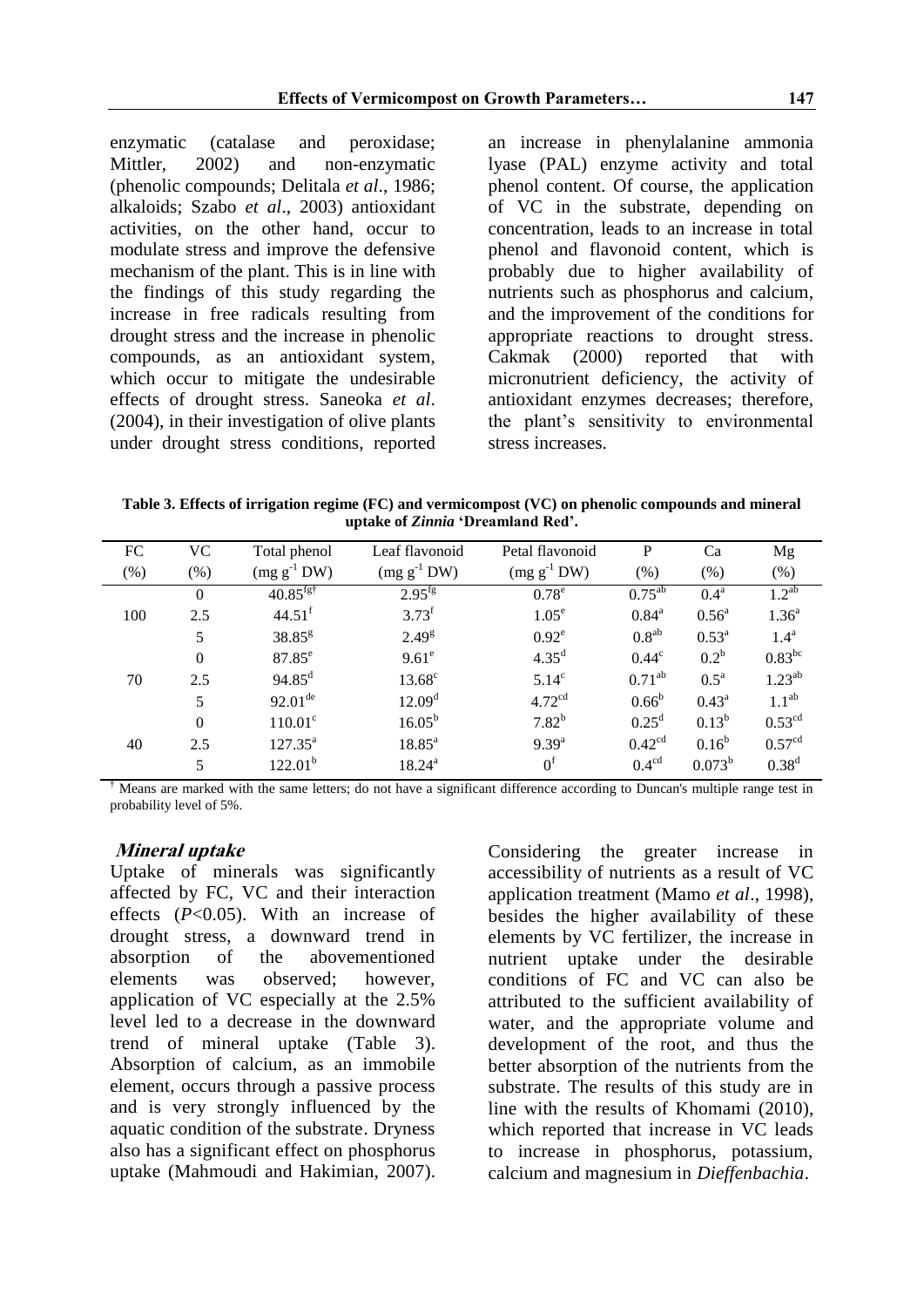enzymatic (catalase and peroxidase; Mittler, 2002) and non-enzymatic (phenolic compounds; Delitala *et al*., 1986; alkaloids; Szabo *et al*., 2003) antioxidant activities, on the other hand, occur to modulate stress and improve the defensive mechanism of the plant. This is in line with the findings of this study regarding the increase in free radicals resulting from drought stress and the increase in phenolic compounds, as an antioxidant system, which occur to mitigate the undesirable effects of drought stress. Saneoka *et al*. (2004), in their investigation of olive plants under drought stress conditions, reported an increase in phenylalanine ammonia lyase (PAL) enzyme activity and total phenol content. Of course, the application of VC in the substrate, depending on concentration, leads to an increase in total phenol and flavonoid content, which is probably due to higher availability of nutrients such as phosphorus and calcium, and the improvement of the conditions for appropriate reactions to drought stress. Cakmak (2000) reported that with micronutrient deficiency, the activity of antioxidant enzymes decreases; therefore, the plant's sensitivity to environmental stress increases.

**Table 3. Effects of irrigation regime (FC) and vermicompost (VC) on phenolic compounds and mineral uptake of *Zinnia* 'Dreamland Red'.**

| FC (%) | VC (%) | Total phenol ($mg\ g^{-1}$ DW) | Leaf flavonoid ($mg\ g^{-1}$ DW) | Petal flavonoid ($mg\ g^{-1}$ DW) | P (%) | Ca (%) | Mg (%) |
|---|---|---|---|---|---|---|---|
| 100 | 0 | $40.85^{fg\dagger}$ | $2.95^{fg}$ | $0.78^{e}$ | $0.75^{ab}$ | $0.4^{a}$ | $1.2^{ab}$ |
| | 2.5 | $44.51^{f}$ | $3.73^{f}$ | $1.05^{e}$ | $0.84^{a}$ | $0.56^{a}$ | $1.36^{a}$ |
| | 5 | $38.85^{g}$ | $2.49^{g}$ | $0.92^{e}$ | $0.8^{ab}$ | $0.53^{a}$ | $1.4^{a}$ |
| 70 | 0 | $87.85^{e}$ | $9.61^{e}$ | $4.35^{d}$ | $0.44^{c}$ | $0.2^{b}$ | $0.83^{bc}$ |
| | 2.5 | $94.85^{d}$ | $13.68^{c}$ | $5.14^{c}$ | $0.71^{ab}$ | $0.5^{a}$ | $1.23^{ab}$ |
| | 5 | $92.01^{de}$ | $12.09^{d}$ | $4.72^{cd}$ | $0.66^{b}$ | $0.43^{a}$ | $1.1^{ab}$ |
| 40 | 0 | $110.01^{c}$ | $16.05^{b}$ | $7.82^{b}$ | $0.25^{d}$ | $0.13^{b}$ | $0.53^{cd}$ |
| | 2.5 | $127.35^{a}$ | $18.85^{a}$ | $9.39^{a}$ | $0.42^{cd}$ | $0.16^{b}$ | $0.57^{cd}$ |
| | 5 | $122.01^{b}$ | $18.24^{a}$ | $0^{f}$ | $0.4^{cd}$ | $0.073^{b}$ | $0.38^{d}$ |

† Means are marked with the same letters; do not have a significant difference according to Duncan's multiple range test in probability level of 5%.

### *Mineral uptake*

Uptake of minerals was significantly affected by FC, VC and their interaction effects ($P<0.05$). With an increase of drought stress, a downward trend in absorption of the abovementioned elements was observed; however, application of VC especially at the 2.5% level led to a decrease in the downward trend of mineral uptake (Table 3). Absorption of calcium, as an immobile element, occurs through a passive process and is very strongly influenced by the aquatic condition of the substrate. Dryness also has a significant effect on phosphorus uptake (Mahmoudi and Hakimian, 2007). Considering the greater increase in accessibility of nutrients as a result of VC application treatment (Mamo *et al*., 1998), besides the higher availability of these elements by VC fertilizer, the increase in nutrient uptake under the desirable conditions of FC and VC can also be attributed to the sufficient availability of water, and the appropriate volume and development of the root, and thus the better absorption of the nutrients from the substrate. The results of this study are in line with the results of Khomami (2010), which reported that increase in VC leads to increase in phosphorus, potassium, calcium and magnesium in *Dieffenbachia*.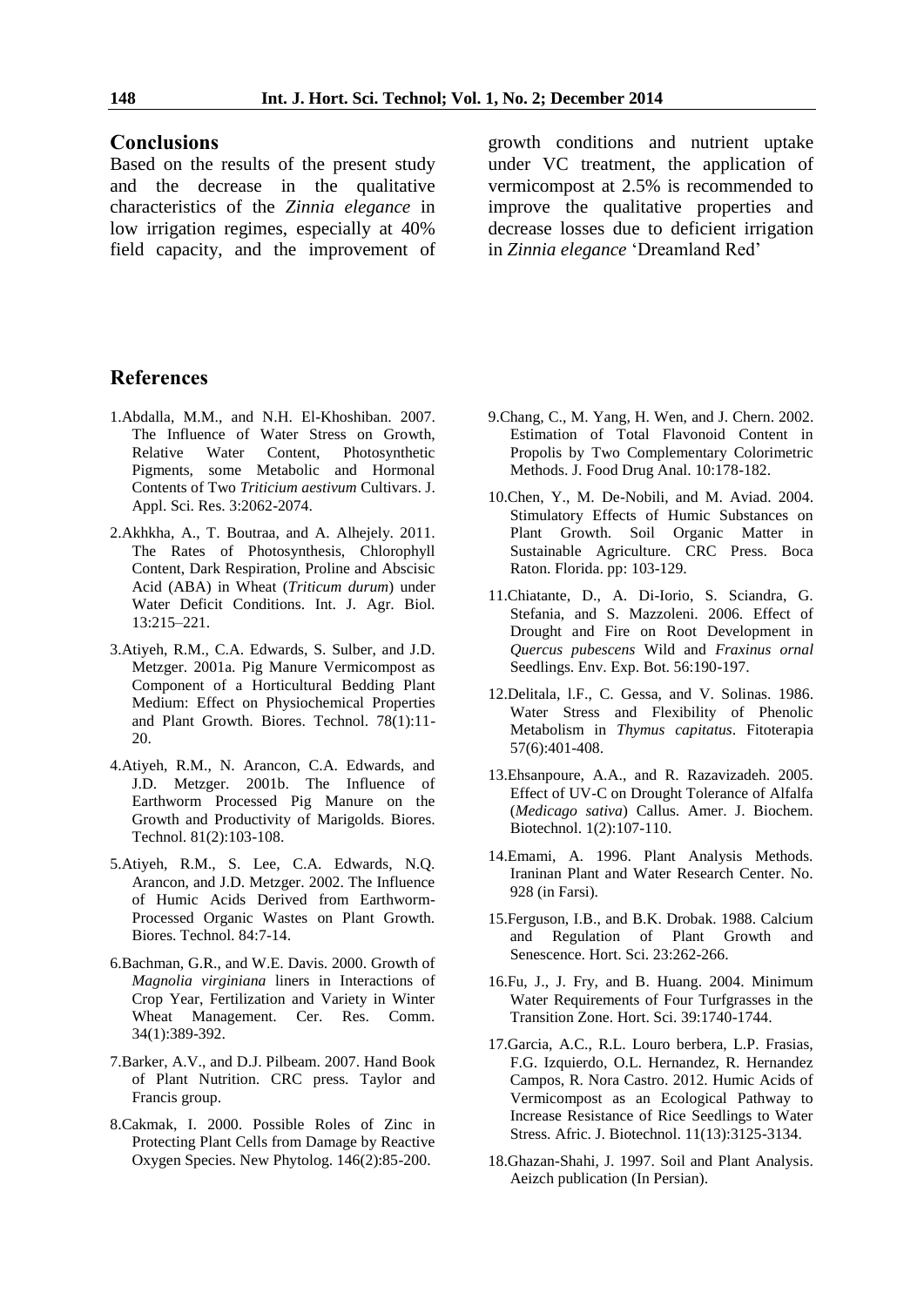## Conclusions

Based on the results of the present study and the decrease in the qualitative characteristics of the *Zinnia elegance* in low irrigation regimes, especially at 40% field capacity, and the improvement of growth conditions and nutrient uptake under VC treatment, the application of vermicompost at 2.5% is recommended to improve the qualitative properties and decrease losses due to deficient irrigation in *Zinnia elegance* 'Dreamland Red'

## References

1. Abdalla, M.M., and N.H. El-Khoshiban. 2007. The Influence of Water Stress on Growth, Relative Water Content, Photosynthetic Pigments, some Metabolic and Hormonal Contents of Two *Triticium aestivum* Cultivars. J. Appl. Sci. Res. 3:2062-2074.
2. Akhkha, A., T. Boutraa, and A. Alhejely. 2011. The Rates of Photosynthesis, Chlorophyll Content, Dark Respiration, Proline and Abscisic Acid (ABA) in Wheat (*Triticum durum*) under Water Deficit Conditions. Int. J. Agr. Biol. 13:215–221.
3. Atiyeh, R.M., C.A. Edwards, S. Sulber, and J.D. Metzger. 2001a. Pig Manure Vermicompost as Component of a Horticultural Bedding Plant Medium: Effect on Physiochemical Properties and Plant Growth. Biores. Technol. 78(1):11-20.
4. Atiyeh, R.M., N. Arancon, C.A. Edwards, and J.D. Metzger. 2001b. The Influence of Earthworm Processed Pig Manure on the Growth and Productivity of Marigolds. Biores. Technol. 81(2):103-108.
5. Atiyeh, R.M., S. Lee, C.A. Edwards, N.Q. Arancon, and J.D. Metzger. 2002. The Influence of Humic Acids Derived from Earthworm-Processed Organic Wastes on Plant Growth. Biores. Technol. 84:7-14.
6. Bachman, G.R., and W.E. Davis. 2000. Growth of *Magnolia virginiana* liners in Interactions of Crop Year, Fertilization and Variety in Winter Wheat Management. Cer. Res. Comm. 34(1):389-392.
7. Barker, A.V., and D.J. Pilbeam. 2007. Hand Book of Plant Nutrition. CRC press. Taylor and Francis group.
8. Cakmak, I. 2000. Possible Roles of Zinc in Protecting Plant Cells from Damage by Reactive Oxygen Species. New Phytolog. 146(2):85-200.
9. Chang, C., M. Yang, H. Wen, and J. Chern. 2002. Estimation of Total Flavonoid Content in Propolis by Two Complementary Colorimetric Methods. J. Food Drug Anal. 10:178-182.
10. Chen, Y., M. De-Nobili, and M. Aviad. 2004. Stimulatory Effects of Humic Substances on Plant Growth. Soil Organic Matter in Sustainable Agriculture. CRC Press. Boca Raton. Florida. pp: 103-129.
11. Chiatante, D., A. Di-Iorio, S. Sciandra, G. Stefania, and S. Mazzoleni. 2006. Effect of Drought and Fire on Root Development in *Quercus pubescens* Wild and *Fraxinus ornal* Seedlings. Env. Exp. Bot. 56:190-197.
12. Delitala, l.F., C. Gessa, and V. Solinas. 1986. Water Stress and Flexibility of Phenolic Metabolism in *Thymus capitatus*. Fitoterapia 57(6):401-408.
13. Ehsanpoure, A.A., and R. Razavizadeh. 2005. Effect of UV-C on Drought Tolerance of Alfalfa (*Medicago sativa*) Callus. Amer. J. Biochem. Biotechnol. 1(2):107-110.
14. Emami, A. 1996. Plant Analysis Methods. Iraninan Plant and Water Research Center. No. 928 (in Farsi).
15. Ferguson, I.B., and B.K. Drobak. 1988. Calcium and Regulation of Plant Growth and Senescence. Hort. Sci. 23:262-266.
16. Fu, J., J. Fry, and B. Huang. 2004. Minimum Water Requirements of Four Turfgrasses in the Transition Zone. Hort. Sci. 39:1740-1744.
17. Garcia, A.C., R.L. Louro berbera, L.P. Frasias, F.G. Izquierdo, O.L. Hernandez, R. Hernandez Campos, R. Nora Castro. 2012. Humic Acids of Vermicompost as an Ecological Pathway to Increase Resistance of Rice Seedlings to Water Stress. Afric. J. Biotechnol. 11(13):3125-3134.
18. Ghazan-Shahi, J. 1997. Soil and Plant Analysis. Aeizch publication (In Persian).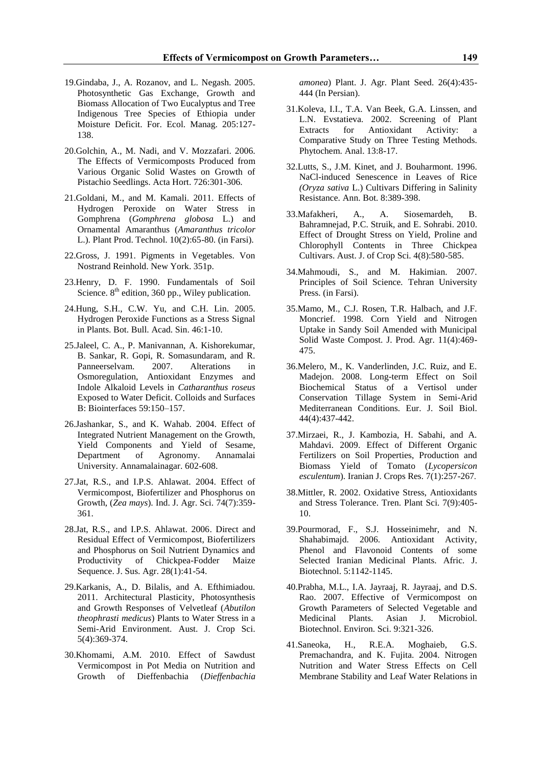19. Gindaba, J., A. Rozanov, and L. Negash. 2005. Photosynthetic Gas Exchange, Growth and Biomass Allocation of Two Eucalyptus and Tree Indigenous Tree Species of Ethiopia under Moisture Deficit. For. Ecol. Manag. 205:127-138.

20. Golchin, A., M. Nadi, and V. Mozzafari. 2006. The Effects of Vermicomposts Produced from Various Organic Solid Wastes on Growth of Pistachio Seedlings. Acta Hort. 726:301-306.

21. Goldani, M., and M. Kamali. 2011. Effects of Hydrogen Peroxide on Water Stress in Gomphrena (*Gomphrena globosa* L.) and Ornamental Amaranthus (*Amaranthus tricolor* L.). Plant Prod. Technol. 10(2):65-80. (in Farsi).

22. Gross, J. 1991. Pigments in Vegetables. Von Nostrand Reinhold. New York. 351p.

23. Henry, D. F. 1990. Fundamentals of Soil Science. 8th edition, 360 pp., Wiley publication.

24. Hung, S.H., C.W. Yu, and C.H. Lin. 2005. Hydrogen Peroxide Functions as a Stress Signal in Plants. Bot. Bull. Acad. Sin. 46:1-10.

25. Jaleel, C. A., P. Manivannan, A. Kishorekumar, B. Sankar, R. Gopi, R. Somasundaram, and R. Panneerselvam. 2007. Alterations in Osmoregulation, Antioxidant Enzymes and Indole Alkaloid Levels in *Catharanthus roseus* Exposed to Water Deficit. Colloids and Surfaces B: Biointerfaces 59:150–157.

26. Jashankar, S., and K. Wahab. 2004. Effect of Integrated Nutrient Management on the Growth, Yield Components and Yield of Sesame, Department of Agronomy. Annamalai University. Annamalainagar. 602-608.

27. Jat, R.S., and I.P.S. Ahlawat. 2004. Effect of Vermicompost, Biofertilizer and Phosphorus on Growth, (*Zea mays*). Ind. J. Agr. Sci. 74(7):359-361.

28. Jat, R.S., and I.P.S. Ahlawat. 2006. Direct and Residual Effect of Vermicompost, Biofertilizers and Phosphorus on Soil Nutrient Dynamics and Productivity of Chickpea-Fodder Maize Sequence. J. Sus. Agr. 28(1):41-54.

29. Karkanis, A., D. Bilalis, and A. Efthimiadou. 2011. Architectural Plasticity, Photosynthesis and Growth Responses of Velvetleaf (*Abutilon theophrasti medicus*) Plants to Water Stress in a Semi-Arid Environment. Aust. J. Crop Sci. 5(4):369-374.

30. Khomami, A.M. 2010. Effect of Sawdust Vermicompost in Pot Media on Nutrition and Growth of Dieffenbachia (*Dieffenbachia amonea*) Plant. J. Agr. Plant Seed. 26(4):435-444 (In Persian).

31. Koleva, I.I., T.A. Van Beek, G.A. Linssen, and L.N. Evstatieva. 2002. Screening of Plant Extracts for Antioxidant Activity: a Comparative Study on Three Testing Methods. Phytochem. Anal. 13:8-17.

32. Lutts, S., J.M. Kinet, and J. Bouharmont. 1996. NaCl-induced Senescence in Leaves of Rice *(Oryza sativa* L.) Cultivars Differing in Salinity Resistance. Ann. Bot. 8:389-398.

33. Mafakheri, A., A. Siosemardeh, B. Bahramnejad, P.C. Struik, and E. Sohrabi. 2010. Effect of Drought Stress on Yield, Proline and Chlorophyll Contents in Three Chickpea Cultivars. Aust. J. of Crop Sci. 4(8):580-585.

34. Mahmoudi, S., and M. Hakimian. 2007. Principles of Soil Science. Tehran University Press. (in Farsi).

35. Mamo, M., C.J. Rosen, T.R. Halbach, and J.F. Moncrief. 1998. Corn Yield and Nitrogen Uptake in Sandy Soil Amended with Municipal Solid Waste Compost. J. Prod. Agr. 11(4):469-475.

36. Melero, M., K. Vanderlinden, J.C. Ruiz, and E. Madejon. 2008. Long-term Effect on Soil Biochemical Status of a Vertisol under Conservation Tillage System in Semi-Arid Mediterranean Conditions. Eur. J. Soil Biol. 44(4):437-442.

37. Mirzaei, R., J. Kambozia, H. Sabahi, and A. Mahdavi. 2009. Effect of Different Organic Fertilizers on Soil Properties, Production and Biomass Yield of Tomato (*Lycopersicon esculentum*). Iranian J. Crops Res. 7(1):257-267.

38. Mittler, R. 2002. Oxidative Stress, Antioxidants and Stress Tolerance. Tren. Plant Sci. 7(9):405-10.

39. Pourmorad, F., S.J. Hosseinimehr, and N. Shahabimajd. 2006. Antioxidant Activity, Phenol and Flavonoid Contents of some Selected Iranian Medicinal Plants. Afric. J. Biotechnol. 5:1142-1145.

40. Prabha, M.L., I.A. Jayraaj, R. Jayraaj, and D.S. Rao. 2007. Effective of Vermicompost on Growth Parameters of Selected Vegetable and Medicinal Plants. Asian J. Microbiol. Biotechnol. Environ. Sci. 9:321-326.

41. Saneoka, H., R.E.A. Moghaieb, G.S. Premachandra, and K. Fujita. 2004. Nitrogen Nutrition and Water Stress Effects on Cell Membrane Stability and Leaf Water Relations in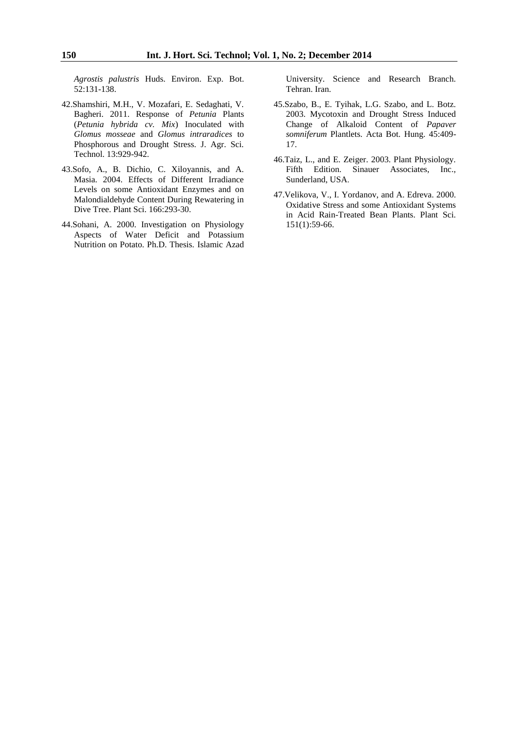*Agrostis palustris* Huds. Environ. Exp. Bot. 52:131-138.

42. Shamshiri, M.H., V. Mozafari, E. Sedaghati, V. Bagheri. 2011. Response of *Petunia* Plants (*Petunia hybrida cv. Mix*) Inoculated with *Glomus mosseae* and *Glomus intraradices* to Phosphorous and Drought Stress. J. Agr. Sci. Technol. 13:929-942.

43. Sofo, A., B. Dichio, C. Xiloyannis, and A. Masia. 2004. Effects of Different Irradiance Levels on some Antioxidant Enzymes and on Malondialdehyde Content During Rewatering in Dive Tree. Plant Sci. 166:293-30.

44. Sohani, A. 2000. Investigation on Physiology Aspects of Water Deficit and Potassium Nutrition on Potato. Ph.D. Thesis. Islamic Azad University. Science and Research Branch. Tehran. Iran.

45. Szabo, B., E. Tyihak, L.G. Szabo, and L. Botz. 2003. Mycotoxin and Drought Stress Induced Change of Alkaloid Content of *Papaver somniferum* Plantlets. Acta Bot. Hung. 45:409-17.

46. Taiz, L., and E. Zeiger. 2003. Plant Physiology. Fifth Edition. Sinauer Associates, Inc., Sunderland, USA.

47. Velikova, V., I. Yordanov, and A. Edreva. 2000. Oxidative Stress and some Antioxidant Systems in Acid Rain-Treated Bean Plants. Plant Sci. 151(1):59-66.